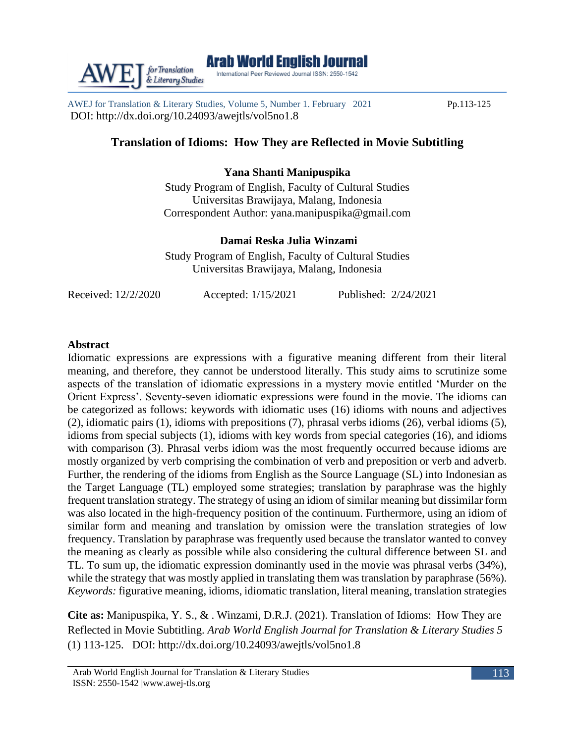# Translation of Idioms: How They are Reflected in Movie Subtitling

**Yana Shanti Manipuspika**

Study Program of English, Faculty of Cultural Studies
Universitas Brawijaya, Malang, Indonesia
Correspondent Author: yana.manipuspika@gmail.com

**Damai Reska Julia Winzami**

Study Program of English, Faculty of Cultural Studies
Universitas Brawijaya, Malang, Indonesia

Received: 12/2/2020 Accepted: 1/15/2021 Published: 2/24/2021

## Abstract

Idiomatic expressions are expressions with a figurative meaning different from their literal meaning, and therefore, they cannot be understood literally. This study aims to scrutinize some aspects of the translation of idiomatic expressions in a mystery movie entitled 'Murder on the Orient Express'. Seventy-seven idiomatic expressions were found in the movie. The idioms can be categorized as follows: keywords with idiomatic uses (16) idioms with nouns and adjectives (2), idiomatic pairs (1), idioms with prepositions (7), phrasal verbs idioms (26), verbal idioms (5), idioms from special subjects (1), idioms with key words from special categories (16), and idioms with comparison (3). Phrasal verbs idiom was the most frequently occurred because idioms are mostly organized by verb comprising the combination of verb and preposition or verb and adverb. Further, the rendering of the idioms from English as the Source Language (SL) into Indonesian as the Target Language (TL) employed some strategies; translation by paraphrase was the highly frequent translation strategy. The strategy of using an idiom of similar meaning but dissimilar form was also located in the high-frequency position of the continuum. Furthermore, using an idiom of similar form and meaning and translation by omission were the translation strategies of low frequency. Translation by paraphrase was frequently used because the translator wanted to convey the meaning as clearly as possible while also considering the cultural difference between SL and TL. To sum up, the idiomatic expression dominantly used in the movie was phrasal verbs (34%), while the strategy that was mostly applied in translating them was translation by paraphrase (56%).

*Keywords:* figurative meaning, idioms, idiomatic translation, literal meaning, translation strategies

**Cite as:** Manipuspika, Y. S., & . Winzami, D.R.J. (2021). Translation of Idioms: How They are Reflected in Movie Subtitling. *Arab World English Journal for Translation & Literary Studies 5* (1) 113-125. DOI: http://dx.doi.org/10.24093/awejtls/vol5no1.8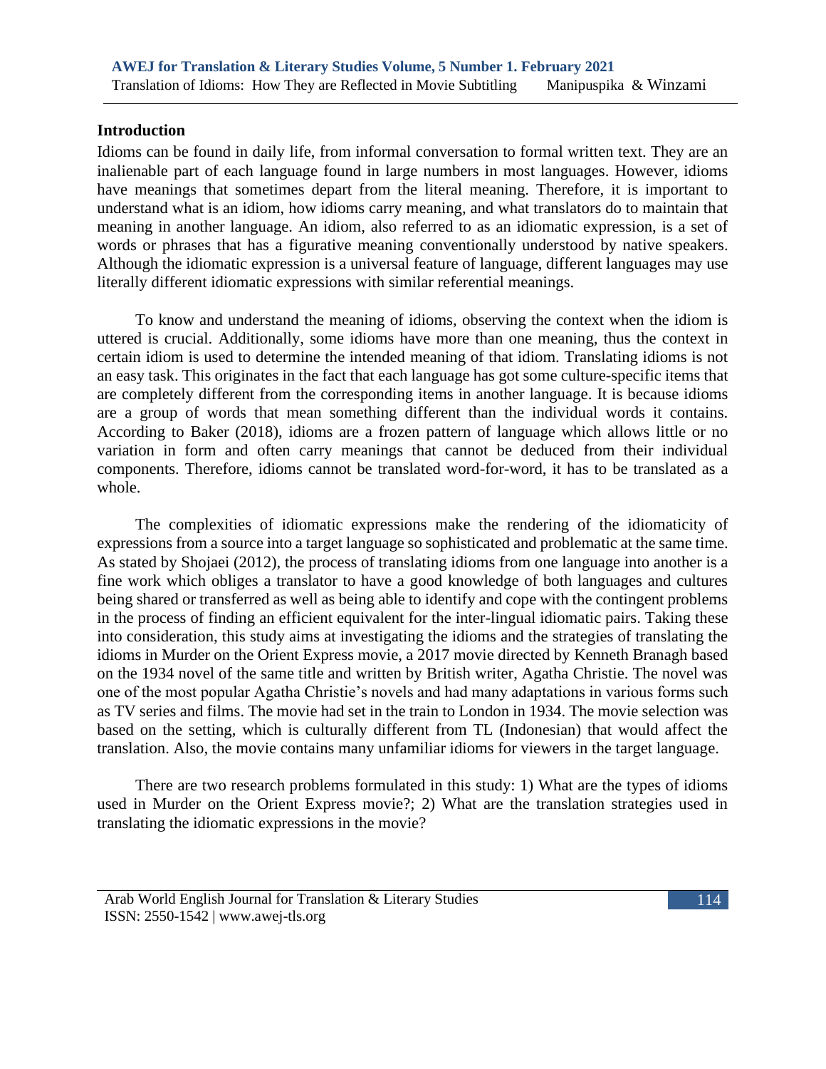## Introduction

Idioms can be found in daily life, from informal conversation to formal written text. They are an inalienable part of each language found in large numbers in most languages. However, idioms have meanings that sometimes depart from the literal meaning. Therefore, it is important to understand what is an idiom, how idioms carry meaning, and what translators do to maintain that meaning in another language. An idiom, also referred to as an idiomatic expression, is a set of words or phrases that has a figurative meaning conventionally understood by native speakers. Although the idiomatic expression is a universal feature of language, different languages may use literally different idiomatic expressions with similar referential meanings.

To know and understand the meaning of idioms, observing the context when the idiom is uttered is crucial. Additionally, some idioms have more than one meaning, thus the context in certain idiom is used to determine the intended meaning of that idiom. Translating idioms is not an easy task. This originates in the fact that each language has got some culture-specific items that are completely different from the corresponding items in another language. It is because idioms are a group of words that mean something different than the individual words it contains. According to Baker (2018), idioms are a frozen pattern of language which allows little or no variation in form and often carry meanings that cannot be deduced from their individual components. Therefore, idioms cannot be translated word-for-word, it has to be translated as a whole.

The complexities of idiomatic expressions make the rendering of the idiomaticity of expressions from a source into a target language so sophisticated and problematic at the same time. As stated by Shojaei (2012), the process of translating idioms from one language into another is a fine work which obliges a translator to have a good knowledge of both languages and cultures being shared or transferred as well as being able to identify and cope with the contingent problems in the process of finding an efficient equivalent for the inter-lingual idiomatic pairs. Taking these into consideration, this study aims at investigating the idioms and the strategies of translating the idioms in Murder on the Orient Express movie, a 2017 movie directed by Kenneth Branagh based on the 1934 novel of the same title and written by British writer, Agatha Christie. The novel was one of the most popular Agatha Christie's novels and had many adaptations in various forms such as TV series and films. The movie had set in the train to London in 1934. The movie selection was based on the setting, which is culturally different from TL (Indonesian) that would affect the translation. Also, the movie contains many unfamiliar idioms for viewers in the target language.

There are two research problems formulated in this study: 1) What are the types of idioms used in Murder on the Orient Express movie?; 2) What are the translation strategies used in translating the idiomatic expressions in the movie?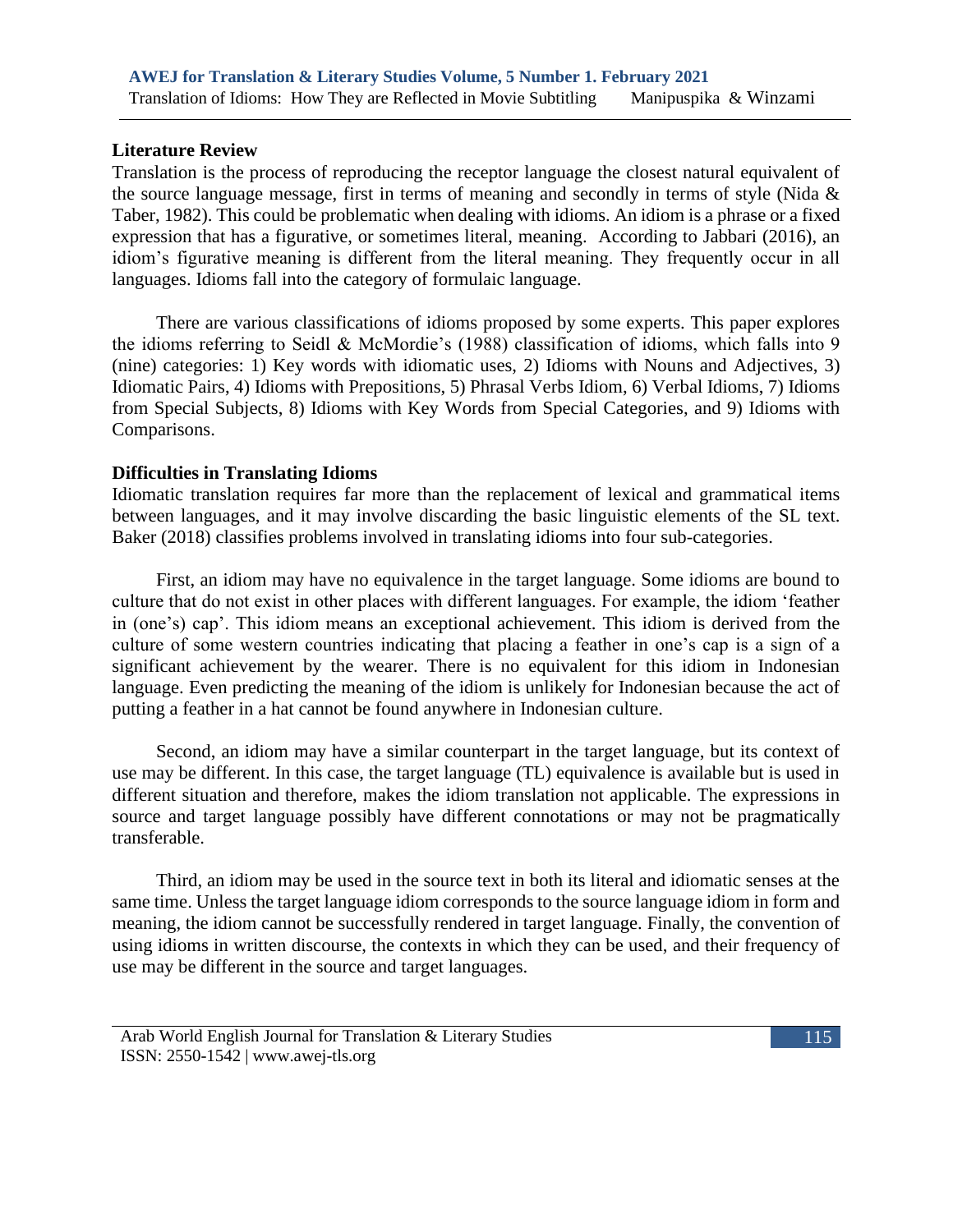## Literature Review

Translation is the process of reproducing the receptor language the closest natural equivalent of the source language message, first in terms of meaning and secondly in terms of style (Nida & Taber, 1982). This could be problematic when dealing with idioms. An idiom is a phrase or a fixed expression that has a figurative, or sometimes literal, meaning. According to Jabbari (2016), an idiom's figurative meaning is different from the literal meaning. They frequently occur in all languages. Idioms fall into the category of formulaic language.

There are various classifications of idioms proposed by some experts. This paper explores the idioms referring to Seidl & McMordie's (1988) classification of idioms, which falls into 9 (nine) categories: 1) Key words with idiomatic uses, 2) Idioms with Nouns and Adjectives, 3) Idiomatic Pairs, 4) Idioms with Prepositions, 5) Phrasal Verbs Idiom, 6) Verbal Idioms, 7) Idioms from Special Subjects, 8) Idioms with Key Words from Special Categories, and 9) Idioms with Comparisons.

## Difficulties in Translating Idioms

Idiomatic translation requires far more than the replacement of lexical and grammatical items between languages, and it may involve discarding the basic linguistic elements of the SL text. Baker (2018) classifies problems involved in translating idioms into four sub-categories.

First, an idiom may have no equivalence in the target language. Some idioms are bound to culture that do not exist in other places with different languages. For example, the idiom 'feather in (one's) cap'. This idiom means an exceptional achievement. This idiom is derived from the culture of some western countries indicating that placing a feather in one's cap is a sign of a significant achievement by the wearer. There is no equivalent for this idiom in Indonesian language. Even predicting the meaning of the idiom is unlikely for Indonesian because the act of putting a feather in a hat cannot be found anywhere in Indonesian culture.

Second, an idiom may have a similar counterpart in the target language, but its context of use may be different. In this case, the target language (TL) equivalence is available but is used in different situation and therefore, makes the idiom translation not applicable. The expressions in source and target language possibly have different connotations or may not be pragmatically transferable.

Third, an idiom may be used in the source text in both its literal and idiomatic senses at the same time. Unless the target language idiom corresponds to the source language idiom in form and meaning, the idiom cannot be successfully rendered in target language. Finally, the convention of using idioms in written discourse, the contexts in which they can be used, and their frequency of use may be different in the source and target languages.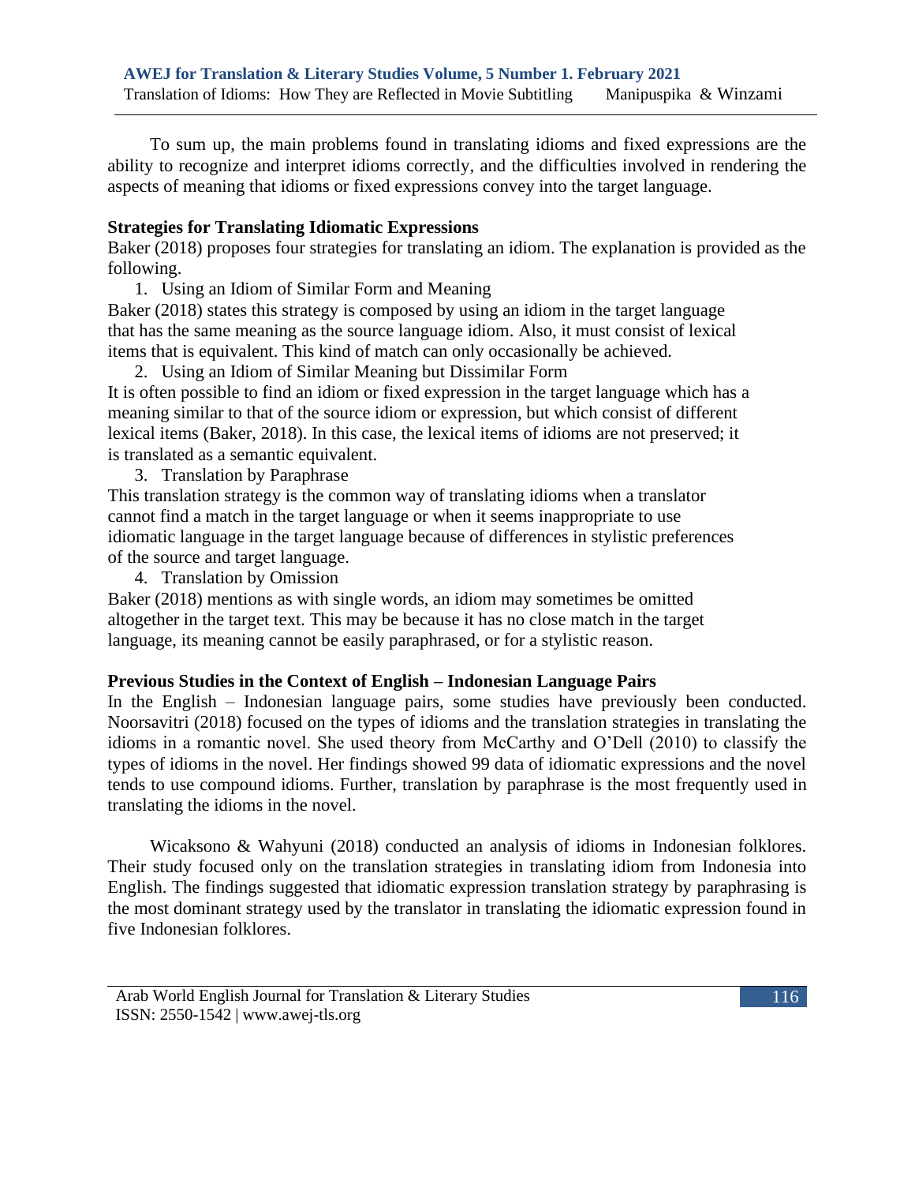To sum up, the main problems found in translating idioms and fixed expressions are the ability to recognize and interpret idioms correctly, and the difficulties involved in rendering the aspects of meaning that idioms or fixed expressions convey into the target language.

**Strategies for Translating Idiomatic Expressions**

Baker (2018) proposes four strategies for translating an idiom. The explanation is provided as the following.

1. Using an Idiom of Similar Form and Meaning

Baker (2018) states this strategy is composed by using an idiom in the target language that has the same meaning as the source language idiom. Also, it must consist of lexical items that is equivalent. This kind of match can only occasionally be achieved.

2. Using an Idiom of Similar Meaning but Dissimilar Form

It is often possible to find an idiom or fixed expression in the target language which has a meaning similar to that of the source idiom or expression, but which consist of different lexical items (Baker, 2018). In this case, the lexical items of idioms are not preserved; it is translated as a semantic equivalent.

3. Translation by Paraphrase

This translation strategy is the common way of translating idioms when a translator cannot find a match in the target language or when it seems inappropriate to use idiomatic language in the target language because of differences in stylistic preferences of the source and target language.

4. Translation by Omission

Baker (2018) mentions as with single words, an idiom may sometimes be omitted altogether in the target text. This may be because it has no close match in the target language, its meaning cannot be easily paraphrased, or for a stylistic reason.

**Previous Studies in the Context of English – Indonesian Language Pairs**

In the English – Indonesian language pairs, some studies have previously been conducted. Noorsavitri (2018) focused on the types of idioms and the translation strategies in translating the idioms in a romantic novel. She used theory from McCarthy and O'Dell (2010) to classify the types of idioms in the novel. Her findings showed 99 data of idiomatic expressions and the novel tends to use compound idioms. Further, translation by paraphrase is the most frequently used in translating the idioms in the novel.

Wicaksono & Wahyuni (2018) conducted an analysis of idioms in Indonesian folklores. Their study focused only on the translation strategies in translating idiom from Indonesia into English. The findings suggested that idiomatic expression translation strategy by paraphrasing is the most dominant strategy used by the translator in translating the idiomatic expression found in five Indonesian folklores.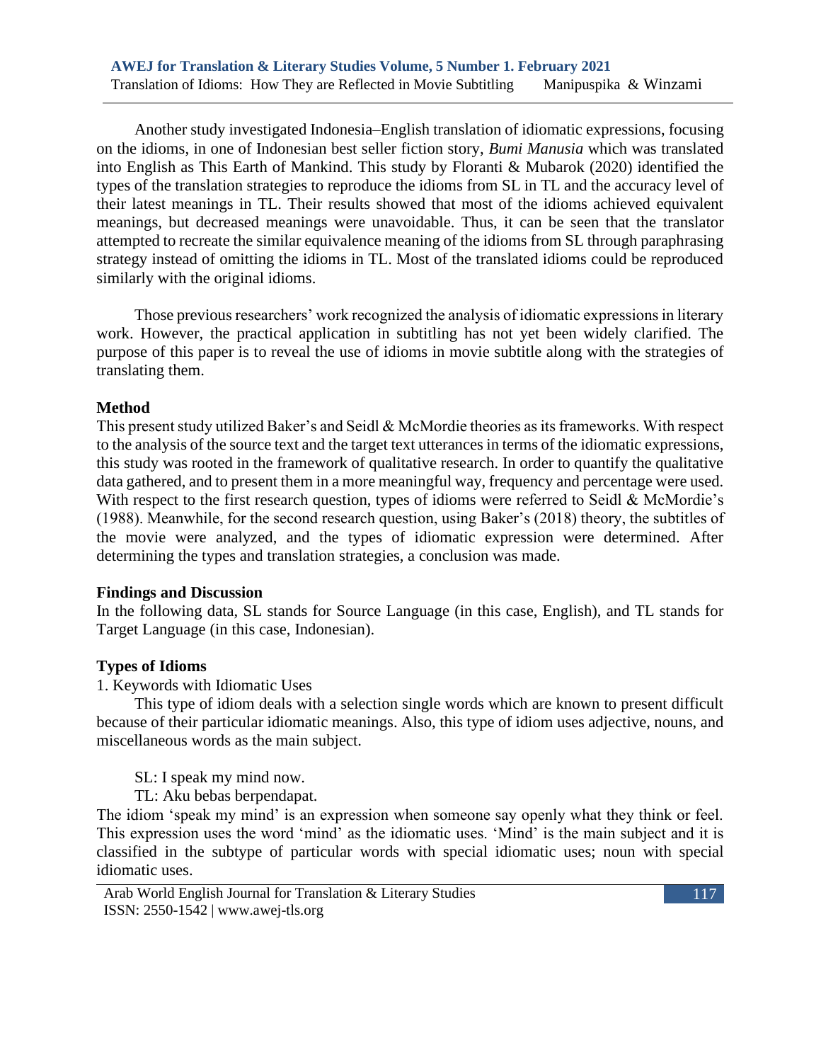Another study investigated Indonesia–English translation of idiomatic expressions, focusing on the idioms, in one of Indonesian best seller fiction story, *Bumi Manusia* which was translated into English as This Earth of Mankind. This study by Floranti & Mubarok (2020) identified the types of the translation strategies to reproduce the idioms from SL in TL and the accuracy level of their latest meanings in TL. Their results showed that most of the idioms achieved equivalent meanings, but decreased meanings were unavoidable. Thus, it can be seen that the translator attempted to recreate the similar equivalence meaning of the idioms from SL through paraphrasing strategy instead of omitting the idioms in TL. Most of the translated idioms could be reproduced similarly with the original idioms.

Those previous researchers' work recognized the analysis of idiomatic expressions in literary work. However, the practical application in subtitling has not yet been widely clarified. The purpose of this paper is to reveal the use of idioms in movie subtitle along with the strategies of translating them.

## Method

This present study utilized Baker's and Seidl & McMordie theories as its frameworks. With respect to the analysis of the source text and the target text utterances in terms of the idiomatic expressions, this study was rooted in the framework of qualitative research. In order to quantify the qualitative data gathered, and to present them in a more meaningful way, frequency and percentage were used. With respect to the first research question, types of idioms were referred to Seidl & McMordie's (1988). Meanwhile, for the second research question, using Baker's (2018) theory, the subtitles of the movie were analyzed, and the types of idiomatic expression were determined. After determining the types and translation strategies, a conclusion was made.

## Findings and Discussion

In the following data, SL stands for Source Language (in this case, English), and TL stands for Target Language (in this case, Indonesian).

### Types of Idioms

1. Keywords with Idiomatic Uses

This type of idiom deals with a selection single words which are known to present difficult because of their particular idiomatic meanings. Also, this type of idiom uses adjective, nouns, and miscellaneous words as the main subject.

SL: I speak my mind now.
TL: Aku bebas berpendapat.

The idiom 'speak my mind' is an expression when someone say openly what they think or feel. This expression uses the word 'mind' as the idiomatic uses. 'Mind' is the main subject and it is classified in the subtype of particular words with special idiomatic uses; noun with special idiomatic uses.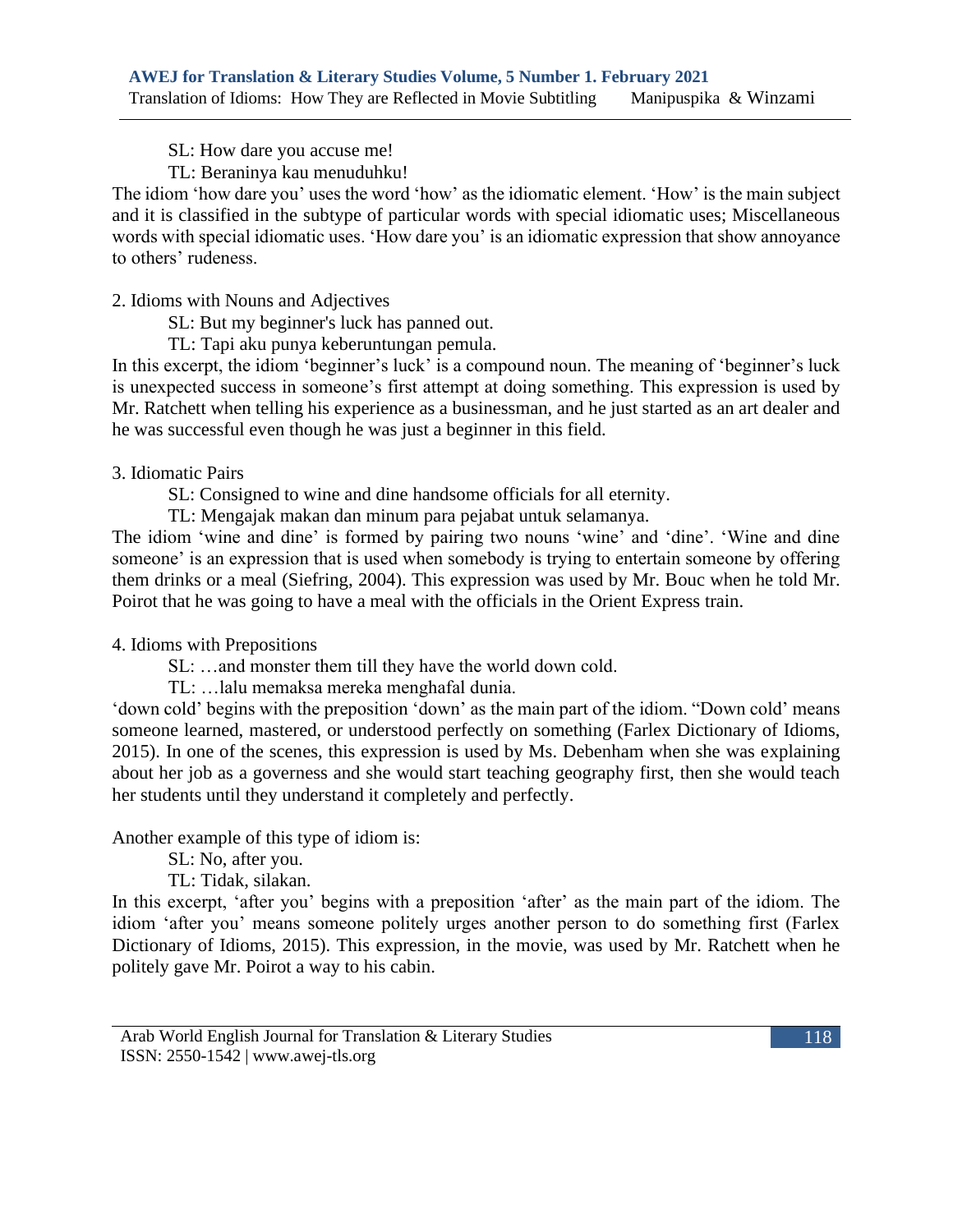SL: How dare you accuse me!

TL: Beraninya kau menuduhku!

The idiom 'how dare you' uses the word 'how' as the idiomatic element. 'How' is the main subject and it is classified in the subtype of particular words with special idiomatic uses; Miscellaneous words with special idiomatic uses. 'How dare you' is an idiomatic expression that show annoyance to others' rudeness.

2. Idioms with Nouns and Adjectives

SL: But my beginner's luck has panned out.

TL: Tapi aku punya keberuntungan pemula.

In this excerpt, the idiom 'beginner's luck' is a compound noun. The meaning of 'beginner's luck is unexpected success in someone's first attempt at doing something. This expression is used by Mr. Ratchett when telling his experience as a businessman, and he just started as an art dealer and he was successful even though he was just a beginner in this field.

3. Idiomatic Pairs

SL: Consigned to wine and dine handsome officials for all eternity.

TL: Mengajak makan dan minum para pejabat untuk selamanya.

The idiom 'wine and dine' is formed by pairing two nouns 'wine' and 'dine'. 'Wine and dine someone' is an expression that is used when somebody is trying to entertain someone by offering them drinks or a meal (Siefring, 2004). This expression was used by Mr. Bouc when he told Mr. Poirot that he was going to have a meal with the officials in the Orient Express train.

4. Idioms with Prepositions

SL: …and monster them till they have the world down cold.

TL: …lalu memaksa mereka menghafal dunia.

'down cold' begins with the preposition 'down' as the main part of the idiom. "Down cold' means someone learned, mastered, or understood perfectly on something (Farlex Dictionary of Idioms, 2015). In one of the scenes, this expression is used by Ms. Debenham when she was explaining about her job as a governess and she would start teaching geography first, then she would teach her students until they understand it completely and perfectly.

Another example of this type of idiom is:

SL: No, after you.

TL: Tidak, silakan.

In this excerpt, 'after you' begins with a preposition 'after' as the main part of the idiom. The idiom 'after you' means someone politely urges another person to do something first (Farlex Dictionary of Idioms, 2015). This expression, in the movie, was used by Mr. Ratchett when he politely gave Mr. Poirot a way to his cabin.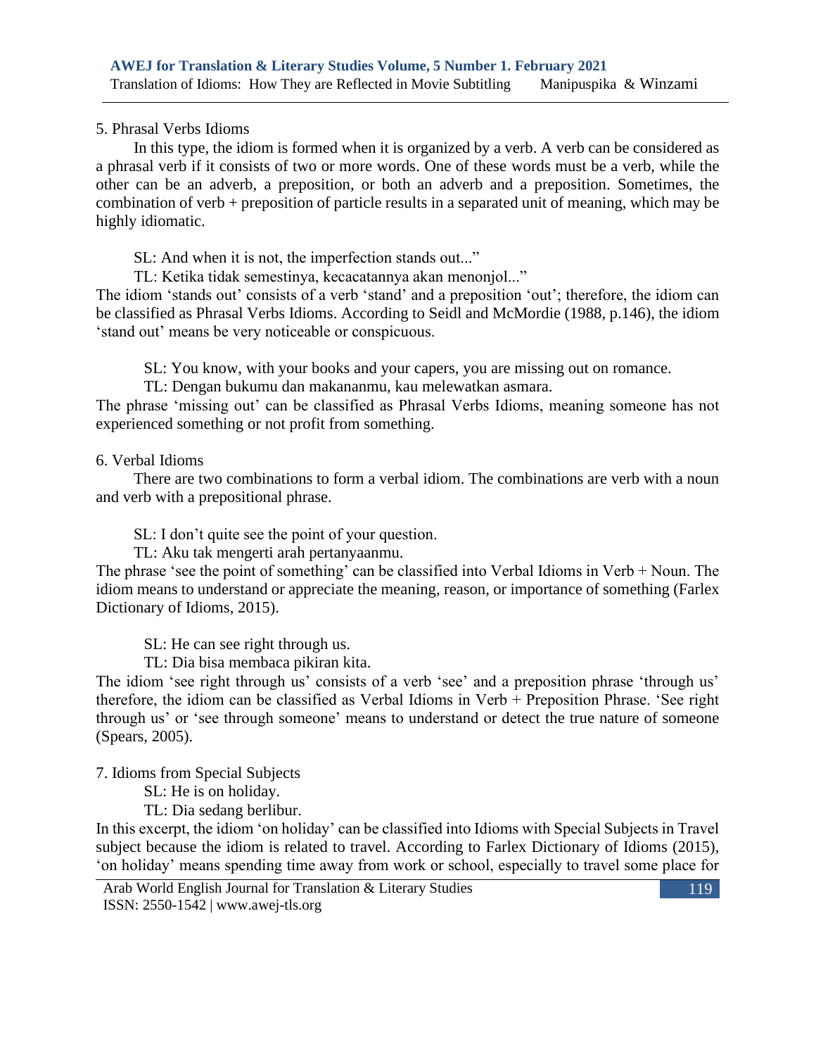5. Phrasal Verbs Idioms

In this type, the idiom is formed when it is organized by a verb. A verb can be considered as a phrasal verb if it consists of two or more words. One of these words must be a verb, while the other can be an adverb, a preposition, or both an adverb and a preposition. Sometimes, the combination of verb + preposition of particle results in a separated unit of meaning, which may be highly idiomatic.

SL: And when it is not, the imperfection stands out..."

TL: Ketika tidak semestinya, kecacatannya akan menonjol..."

The idiom 'stands out' consists of a verb 'stand' and a preposition 'out'; therefore, the idiom can be classified as Phrasal Verbs Idioms. According to Seidl and McMordie (1988, p.146), the idiom 'stand out' means be very noticeable or conspicuous.

SL: You know, with your books and your capers, you are missing out on romance.

TL: Dengan bukumu dan makananmu, kau melewatkan asmara.

The phrase 'missing out' can be classified as Phrasal Verbs Idioms, meaning someone has not experienced something or not profit from something.

6. Verbal Idioms

There are two combinations to form a verbal idiom. The combinations are verb with a noun and verb with a prepositional phrase.

SL: I don't quite see the point of your question.

TL: Aku tak mengerti arah pertanyaanmu.

The phrase 'see the point of something' can be classified into Verbal Idioms in Verb + Noun. The idiom means to understand or appreciate the meaning, reason, or importance of something (Farlex Dictionary of Idioms, 2015).

SL: He can see right through us.

TL: Dia bisa membaca pikiran kita.

The idiom 'see right through us' consists of a verb 'see' and a preposition phrase 'through us' therefore, the idiom can be classified as Verbal Idioms in Verb + Preposition Phrase. 'See right through us' or 'see through someone' means to understand or detect the true nature of someone (Spears, 2005).

7. Idioms from Special Subjects

SL: He is on holiday.

TL: Dia sedang berlibur.

In this excerpt, the idiom 'on holiday' can be classified into Idioms with Special Subjects in Travel subject because the idiom is related to travel. According to Farlex Dictionary of Idioms (2015), 'on holiday' means spending time away from work or school, especially to travel some place for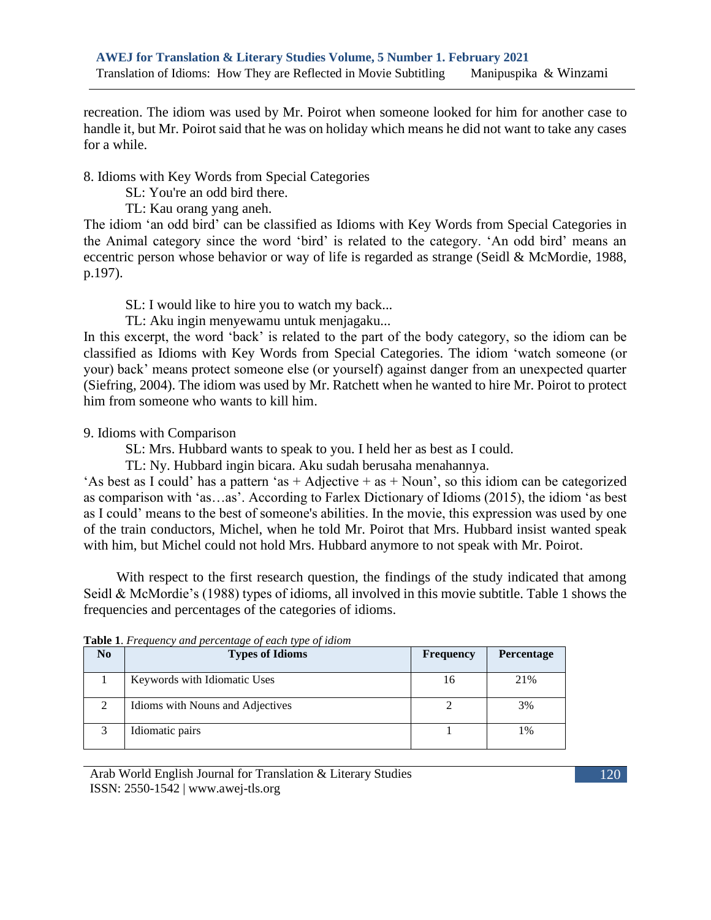recreation. The idiom was used by Mr. Poirot when someone looked for him for another case to handle it, but Mr. Poirot said that he was on holiday which means he did not want to take any cases for a while.

8. Idioms with Key Words from Special Categories

SL: You're an odd bird there.

TL: Kau orang yang aneh.

The idiom 'an odd bird' can be classified as Idioms with Key Words from Special Categories in the Animal category since the word 'bird' is related to the category. 'An odd bird' means an eccentric person whose behavior or way of life is regarded as strange (Seidl & McMordie, 1988, p.197).

SL: I would like to hire you to watch my back...

TL: Aku ingin menyewamu untuk menjagaku...

In this excerpt, the word 'back' is related to the part of the body category, so the idiom can be classified as Idioms with Key Words from Special Categories. The idiom 'watch someone (or your) back' means protect someone else (or yourself) against danger from an unexpected quarter (Siefring, 2004). The idiom was used by Mr. Ratchett when he wanted to hire Mr. Poirot to protect him from someone who wants to kill him.

9. Idioms with Comparison

SL: Mrs. Hubbard wants to speak to you. I held her as best as I could.

TL: Ny. Hubbard ingin bicara. Aku sudah berusaha menahannya.

'As best as I could' has a pattern 'as + Adjective + as + Noun', so this idiom can be categorized as comparison with 'as…as'. According to Farlex Dictionary of Idioms (2015), the idiom 'as best as I could' means to the best of someone's abilities. In the movie, this expression was used by one of the train conductors, Michel, when he told Mr. Poirot that Mrs. Hubbard insist wanted speak with him, but Michel could not hold Mrs. Hubbard anymore to not speak with Mr. Poirot.

With respect to the first research question, the findings of the study indicated that among Seidl & McMordie's (1988) types of idioms, all involved in this movie subtitle. Table 1 shows the frequencies and percentages of the categories of idioms.

**Table 1**. *Frequency and percentage of each type of idiom*

| No | Types of Idioms | Frequency | Percentage |
|---|---|---|---|
| 1 | Keywords with Idiomatic Uses | 16 | 21% |
| 2 | Idioms with Nouns and Adjectives | 2 | 3% |
| 3 | Idiomatic pairs | 1 | 1% |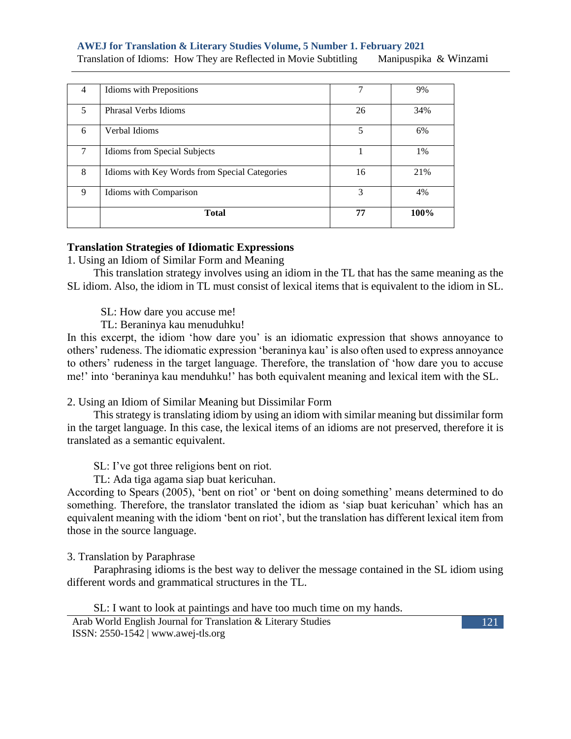| 4 | Idioms with Prepositions | 7 | 9% |
|---|---|---|---|
| 5 | Phrasal Verbs Idioms | 26 | 34% |
| 6 | Verbal Idioms | 5 | 6% |
| 7 | Idioms from Special Subjects | 1 | 1% |
| 8 | Idioms with Key Words from Special Categories | 16 | 21% |
| 9 | Idioms with Comparison | 3 | 4% |
| | **Total** | **77** | **100%** |

## Translation Strategies of Idiomatic Expressions

1. Using an Idiom of Similar Form and Meaning

This translation strategy involves using an idiom in the TL that has the same meaning as the SL idiom. Also, the idiom in TL must consist of lexical items that is equivalent to the idiom in SL.

SL: How dare you accuse me!
TL: Beraninya kau menuduhku!

In this excerpt, the idiom 'how dare you' is an idiomatic expression that shows annoyance to others' rudeness. The idiomatic expression 'beraninya kau' is also often used to express annoyance to others' rudeness in the target language. Therefore, the translation of 'how dare you to accuse me!' into 'beraninya kau menduhku!' has both equivalent meaning and lexical item with the SL.

2. Using an Idiom of Similar Meaning but Dissimilar Form

This strategy is translating idiom by using an idiom with similar meaning but dissimilar form in the target language. In this case, the lexical items of an idioms are not preserved, therefore it is translated as a semantic equivalent.

SL: I've got three religions bent on riot.
TL: Ada tiga agama siap buat kericuhan.

According to Spears (2005), 'bent on riot' or 'bent on doing something' means determined to do something. Therefore, the translator translated the idiom as 'siap buat kericuhan' which has an equivalent meaning with the idiom 'bent on riot', but the translation has different lexical item from those in the source language.

3. Translation by Paraphrase

Paraphrasing idioms is the best way to deliver the message contained in the SL idiom using different words and grammatical structures in the TL.

SL: I want to look at paintings and have too much time on my hands.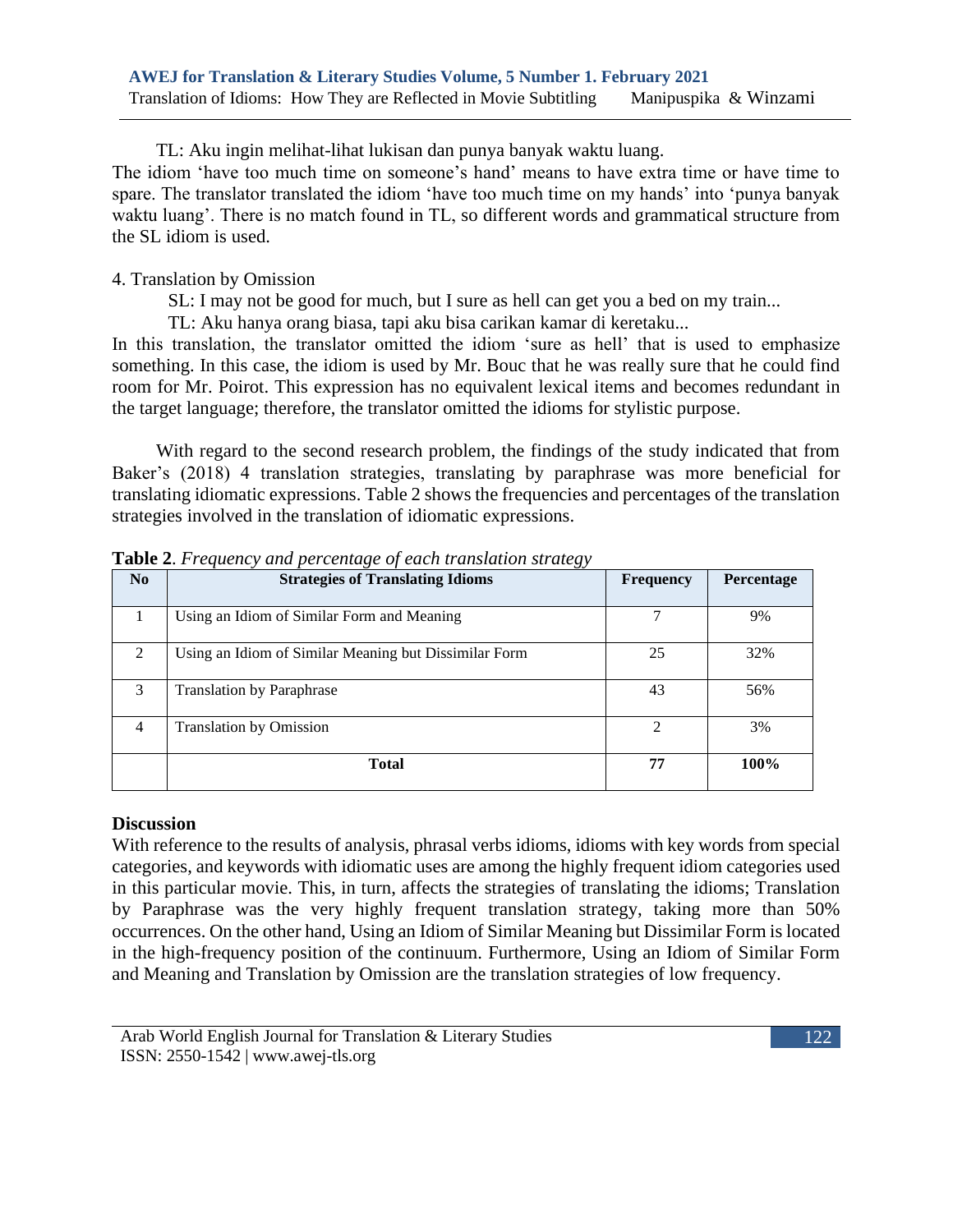TL: Aku ingin melihat-lihat lukisan dan punya banyak waktu luang.

The idiom 'have too much time on someone's hand' means to have extra time or have time to spare. The translator translated the idiom 'have too much time on my hands' into 'punya banyak waktu luang'. There is no match found in TL, so different words and grammatical structure from the SL idiom is used.

4. Translation by Omission

SL: I may not be good for much, but I sure as hell can get you a bed on my train...

TL: Aku hanya orang biasa, tapi aku bisa carikan kamar di keretaku...

In this translation, the translator omitted the idiom 'sure as hell' that is used to emphasize something. In this case, the idiom is used by Mr. Bouc that he was really sure that he could find room for Mr. Poirot. This expression has no equivalent lexical items and becomes redundant in the target language; therefore, the translator omitted the idioms for stylistic purpose.

With regard to the second research problem, the findings of the study indicated that from Baker's (2018) 4 translation strategies, translating by paraphrase was more beneficial for translating idiomatic expressions. Table 2 shows the frequencies and percentages of the translation strategies involved in the translation of idiomatic expressions.

**Table 2**. *Frequency and percentage of each translation strategy*

| No | Strategies of Translating Idioms | Frequency | Percentage |
|---|---|---|---|
| 1 | Using an Idiom of Similar Form and Meaning | 7 | 9% |
| 2 | Using an Idiom of Similar Meaning but Dissimilar Form | 25 | 32% |
| 3 | Translation by Paraphrase | 43 | 56% |
| 4 | Translation by Omission | 2 | 3% |
| | **Total** | **77** | **100%** |

## Discussion

With reference to the results of analysis, phrasal verbs idioms, idioms with key words from special categories, and keywords with idiomatic uses are among the highly frequent idiom categories used in this particular movie. This, in turn, affects the strategies of translating the idioms; Translation by Paraphrase was the very highly frequent translation strategy, taking more than 50% occurrences. On the other hand, Using an Idiom of Similar Meaning but Dissimilar Form is located in the high-frequency position of the continuum. Furthermore, Using an Idiom of Similar Form and Meaning and Translation by Omission are the translation strategies of low frequency.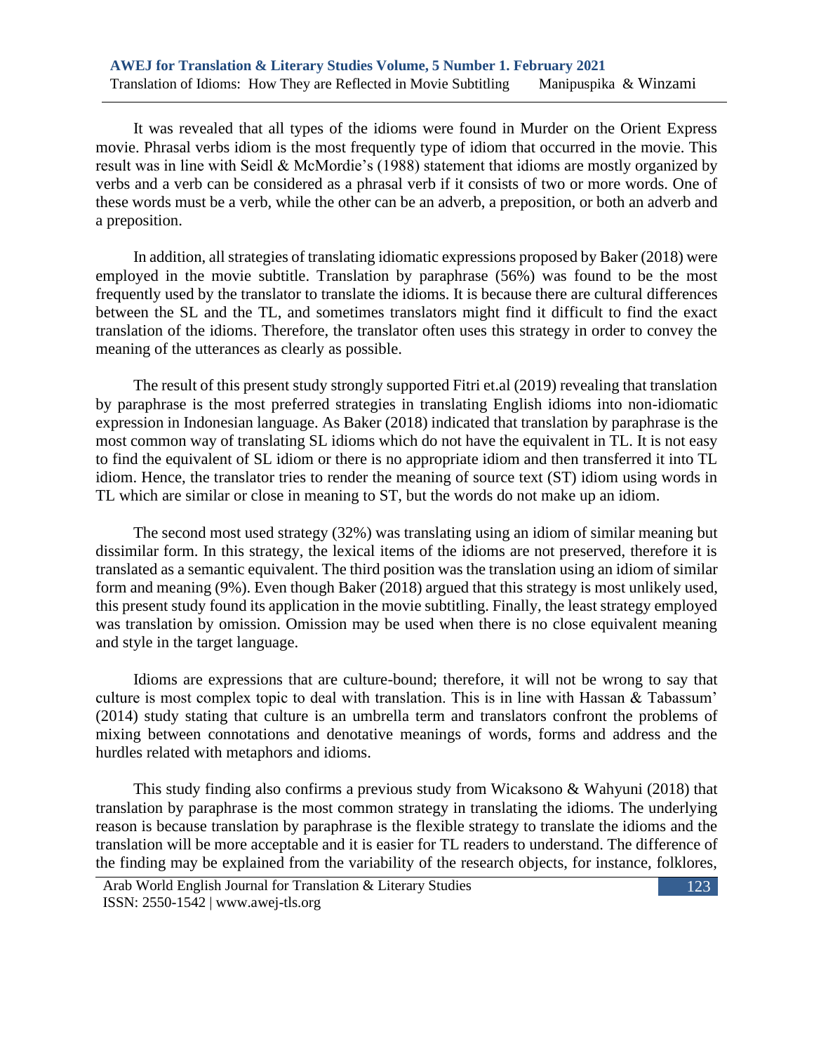It was revealed that all types of the idioms were found in Murder on the Orient Express movie. Phrasal verbs idiom is the most frequently type of idiom that occurred in the movie. This result was in line with Seidl & McMordie's (1988) statement that idioms are mostly organized by verbs and a verb can be considered as a phrasal verb if it consists of two or more words. One of these words must be a verb, while the other can be an adverb, a preposition, or both an adverb and a preposition.

In addition, all strategies of translating idiomatic expressions proposed by Baker (2018) were employed in the movie subtitle. Translation by paraphrase (56%) was found to be the most frequently used by the translator to translate the idioms. It is because there are cultural differences between the SL and the TL, and sometimes translators might find it difficult to find the exact translation of the idioms. Therefore, the translator often uses this strategy in order to convey the meaning of the utterances as clearly as possible.

The result of this present study strongly supported Fitri et.al (2019) revealing that translation by paraphrase is the most preferred strategies in translating English idioms into non-idiomatic expression in Indonesian language. As Baker (2018) indicated that translation by paraphrase is the most common way of translating SL idioms which do not have the equivalent in TL. It is not easy to find the equivalent of SL idiom or there is no appropriate idiom and then transferred it into TL idiom. Hence, the translator tries to render the meaning of source text (ST) idiom using words in TL which are similar or close in meaning to ST, but the words do not make up an idiom.

The second most used strategy (32%) was translating using an idiom of similar meaning but dissimilar form. In this strategy, the lexical items of the idioms are not preserved, therefore it is translated as a semantic equivalent. The third position was the translation using an idiom of similar form and meaning (9%). Even though Baker (2018) argued that this strategy is most unlikely used, this present study found its application in the movie subtitling. Finally, the least strategy employed was translation by omission. Omission may be used when there is no close equivalent meaning and style in the target language.

Idioms are expressions that are culture-bound; therefore, it will not be wrong to say that culture is most complex topic to deal with translation. This is in line with Hassan & Tabassum' (2014) study stating that culture is an umbrella term and translators confront the problems of mixing between connotations and denotative meanings of words, forms and address and the hurdles related with metaphors and idioms.

This study finding also confirms a previous study from Wicaksono & Wahyuni (2018) that translation by paraphrase is the most common strategy in translating the idioms. The underlying reason is because translation by paraphrase is the flexible strategy to translate the idioms and the translation will be more acceptable and it is easier for TL readers to understand. The difference of the finding may be explained from the variability of the research objects, for instance, folklores,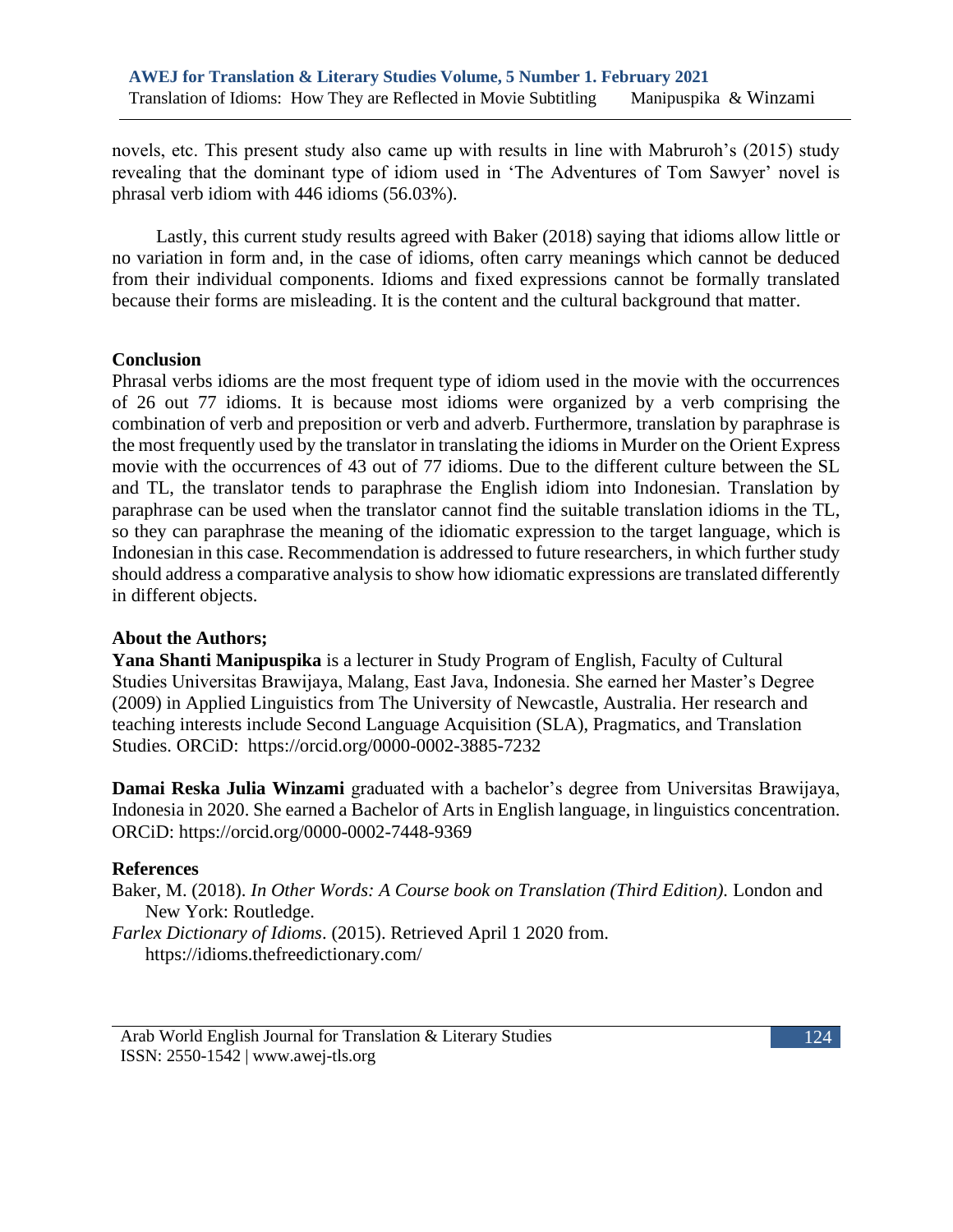novels, etc. This present study also came up with results in line with Mabruroh's (2015) study revealing that the dominant type of idiom used in 'The Adventures of Tom Sawyer' novel is phrasal verb idiom with 446 idioms (56.03%).

Lastly, this current study results agreed with Baker (2018) saying that idioms allow little or no variation in form and, in the case of idioms, often carry meanings which cannot be deduced from their individual components. Idioms and fixed expressions cannot be formally translated because their forms are misleading. It is the content and the cultural background that matter.

## Conclusion

Phrasal verbs idioms are the most frequent type of idiom used in the movie with the occurrences of 26 out 77 idioms. It is because most idioms were organized by a verb comprising the combination of verb and preposition or verb and adverb. Furthermore, translation by paraphrase is the most frequently used by the translator in translating the idioms in Murder on the Orient Express movie with the occurrences of 43 out of 77 idioms. Due to the different culture between the SL and TL, the translator tends to paraphrase the English idiom into Indonesian. Translation by paraphrase can be used when the translator cannot find the suitable translation idioms in the TL, so they can paraphrase the meaning of the idiomatic expression to the target language, which is Indonesian in this case. Recommendation is addressed to future researchers, in which further study should address a comparative analysis to show how idiomatic expressions are translated differently in different objects.

## About the Authors;

**Yana Shanti Manipuspika** is a lecturer in Study Program of English, Faculty of Cultural Studies Universitas Brawijaya, Malang, East Java, Indonesia. She earned her Master's Degree (2009) in Applied Linguistics from The University of Newcastle, Australia. Her research and teaching interests include Second Language Acquisition (SLA), Pragmatics, and Translation Studies. ORCiD: https://orcid.org/0000-0002-3885-7232

**Damai Reska Julia Winzami** graduated with a bachelor's degree from Universitas Brawijaya, Indonesia in 2020. She earned a Bachelor of Arts in English language, in linguistics concentration. ORCiD: https://orcid.org/0000-0002-7448-9369

## References

Baker, M. (2018). *In Other Words: A Course book on Translation (Third Edition).* London and New York: Routledge.

*Farlex Dictionary of Idioms*. (2015). Retrieved April 1 2020 from. https://idioms.thefreedictionary.com/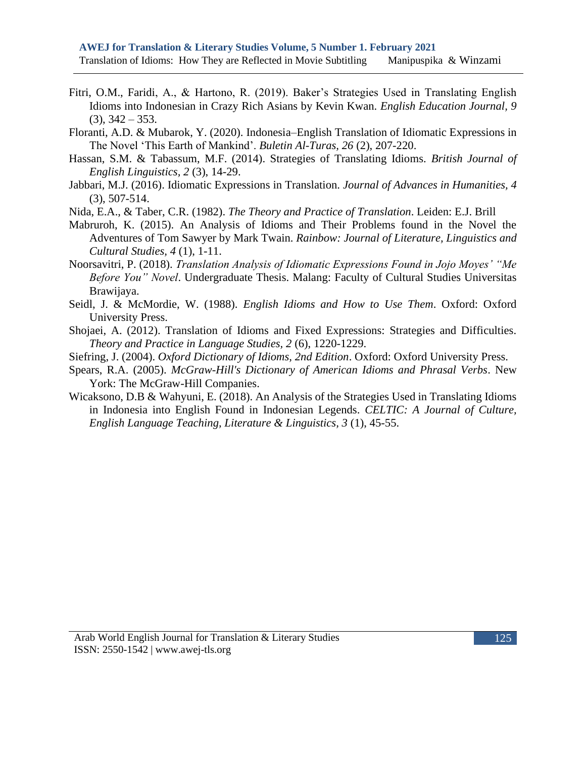Fitri, O.M., Faridi, A., & Hartono, R. (2019). Baker's Strategies Used in Translating English Idioms into Indonesian in Crazy Rich Asians by Kevin Kwan. *English Education Journal*, *9* (3), 342 – 353.

Floranti, A.D. & Mubarok, Y. (2020). Indonesia–English Translation of Idiomatic Expressions in The Novel 'This Earth of Mankind'. *Buletin Al-Turas, 26* (2), 207-220.

Hassan, S.M. & Tabassum, M.F. (2014). Strategies of Translating Idioms. *British Journal of English Linguistics*, *2* (3), 14-29.

Jabbari, M.J. (2016). Idiomatic Expressions in Translation. *Journal of Advances in Humanities, 4* (3), 507-514.

Nida, E.A., & Taber, C.R. (1982). *The Theory and Practice of Translation*. Leiden: E.J. Brill

Mabruroh, K. (2015). An Analysis of Idioms and Their Problems found in the Novel the Adventures of Tom Sawyer by Mark Twain. *Rainbow: Journal of Literature, Linguistics and Cultural Studies*, *4* (1), 1-11.

Noorsavitri, P. (2018). *Translation Analysis of Idiomatic Expressions Found in Jojo Moyes' "Me Before You" Novel*. Undergraduate Thesis. Malang: Faculty of Cultural Studies Universitas Brawijaya.

Seidl, J. & McMordie, W. (1988). *English Idioms and How to Use Them*. Oxford: Oxford University Press.

Shojaei, A. (2012). Translation of Idioms and Fixed Expressions: Strategies and Difficulties. *Theory and Practice in Language Studies*, *2* (6), 1220-1229.

Siefring, J. (2004). *Oxford Dictionary of Idioms, 2nd Edition*. Oxford: Oxford University Press.

Spears, R.A. (2005). *McGraw-Hill's Dictionary of American Idioms and Phrasal Verbs*. New York: The McGraw-Hill Companies.

Wicaksono, D.B & Wahyuni, E. (2018). An Analysis of the Strategies Used in Translating Idioms in Indonesia into English Found in Indonesian Legends. *CELTIC: A Journal of Culture, English Language Teaching, Literature & Linguistics, 3* (1), 45-55.